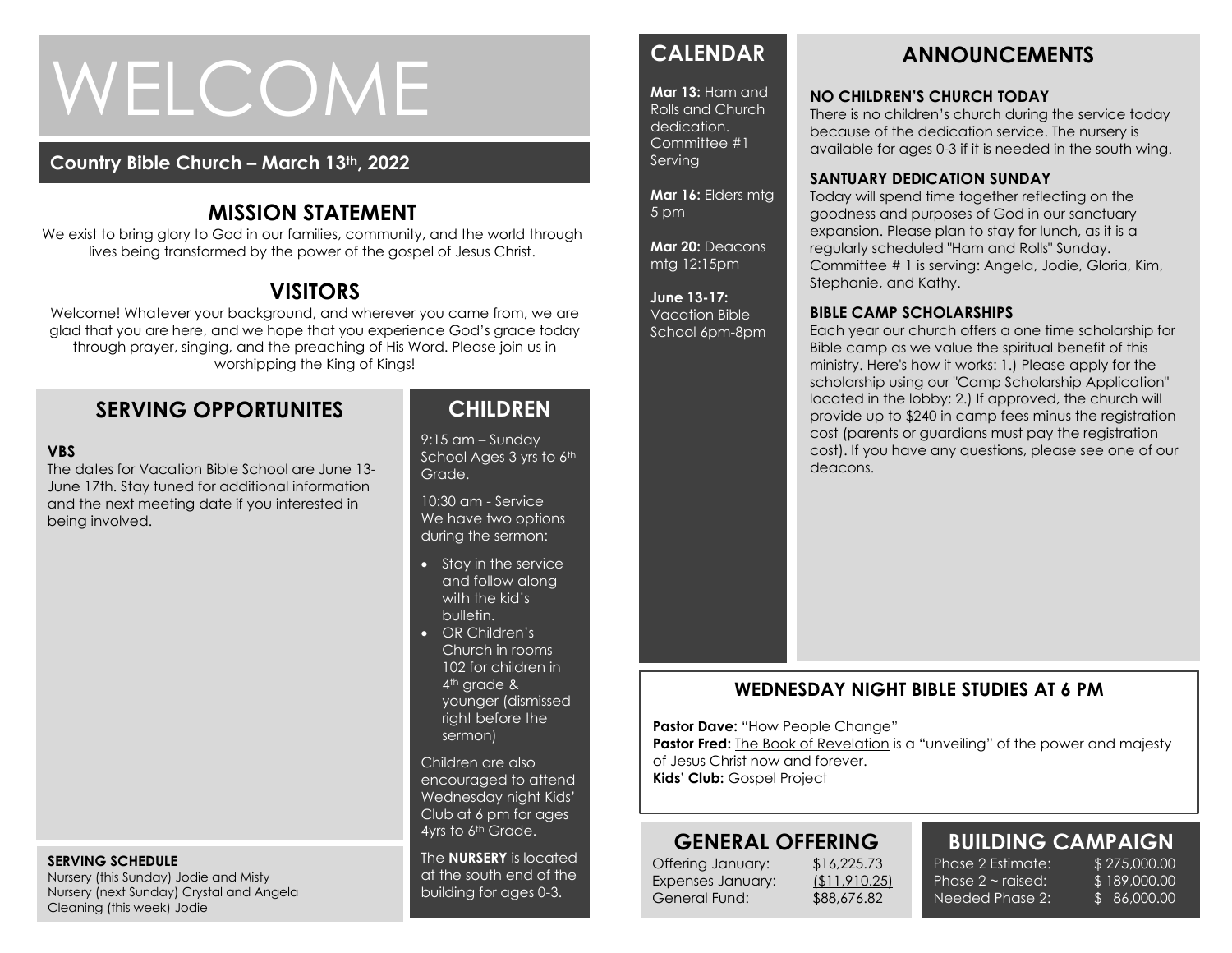# WELCOME

**Country Bible Church – March 13th, 2022**

## MISSION STATEMENT

We exist to bring glory to God in our families, community, and the world through lives being transformed by the power of the gospel of Jesus Christ.

## VISITORS

Welcome! Whatever your background, and wherever you came from, we are glad that you are here, and we hope that you experience God's grace today through prayer, singing, and the preaching of His Word. Please join us in worshipping the King of Kings!

## SERVING OPPORTUNITES

**VBS**

The dates for Vacation Bible School are June 13-June 17th. Stay tuned for additional information and the next meeting date if you interested in being involved.

**SERVING SCHEDULE**

Nursery (this Sunday) Jodie and Misty
Nursery (next Sunday) Crystal and Angela
Cleaning (this week) Jodie

## CHILDREN

9:15 am – Sunday School Ages 3 yrs to 6th Grade.

10:30 am - Service
We have two options during the sermon:

- Stay in the service and follow along with the kid's bulletin.
- OR Children's Church in rooms 102 for children in 4th grade & younger (dismissed right before the sermon)

Children are also encouraged to attend Wednesday night Kids' Club at 6 pm for ages 4yrs to 6th Grade.

The **NURSERY** is located at the south end of the building for ages 0-3.

## CALENDAR

**Mar 13:** Ham and Rolls and Church dedication. Committee #1 Serving

**Mar 16:** Elders mtg 5 pm

**Mar 20:** Deacons mtg 12:15pm

**June 13-17:** Vacation Bible School 6pm-8pm

## ANNOUNCEMENTS

**NO CHILDREN'S CHURCH TODAY**

There is no children's church during the service today because of the dedication service. The nursery is available for ages 0-3 if it is needed in the south wing.

**SANTUARY DEDICATION SUNDAY**

Today will spend time together reflecting on the goodness and purposes of God in our sanctuary expansion. Please plan to stay for lunch, as it is a regularly scheduled "Ham and Rolls" Sunday. Committee # 1 is serving: Angela, Jodie, Gloria, Kim, Stephanie, and Kathy.

**BIBLE CAMP SCHOLARSHIPS**

Each year our church offers a one time scholarship for Bible camp as we value the spiritual benefit of this ministry. Here's how it works: 1.) Please apply for the scholarship using our "Camp Scholarship Application" located in the lobby; 2.) If approved, the church will provide up to $240 in camp fees minus the registration cost (parents or guardians must pay the registration cost). If you have any questions, please see one of our deacons.

## WEDNESDAY NIGHT BIBLE STUDIES AT 6 PM

**Pastor Dave:** "How People Change"
**Pastor Fred:** The Book of Revelation is a "unveiling" of the power and majesty of Jesus Christ now and forever.
**Kids' Club:** Gospel Project

## GENERAL OFFERING

| | |
|---|---|
| Offering January: | $16,225.73 |
| Expenses January: | ($11,910.25) |
| General Fund: | $88,676.82 |

## BUILDING CAMPAIGN

| | |
|---|---|
| Phase 2 Estimate: | $ 275,000.00 |
| Phase 2 ~ raised: | $ 189,000.00 |
| Needed Phase 2: | $ 86,000.00 |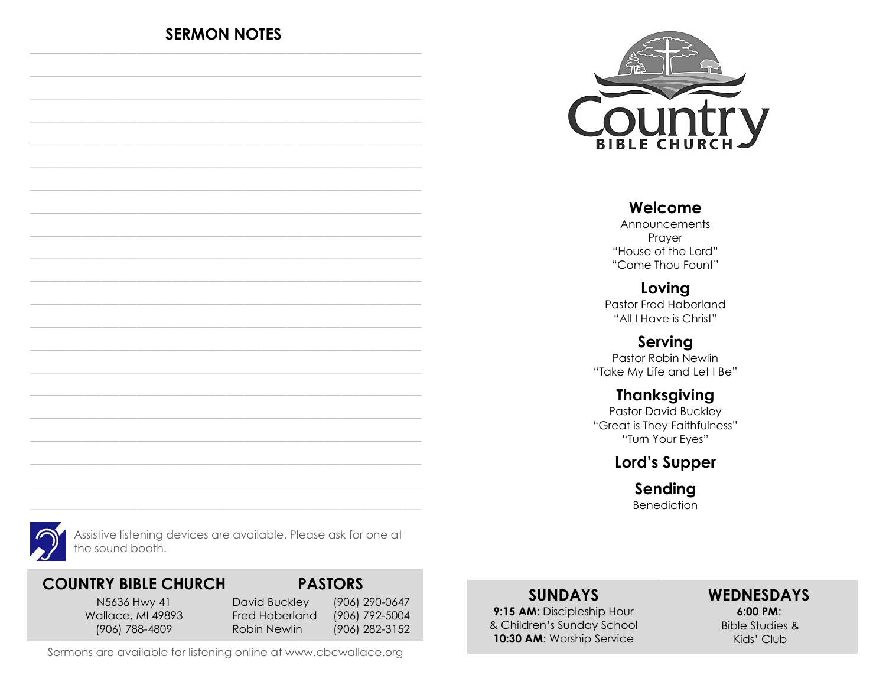## SERMON NOTES

Assistive listening devices are available. Please ask for one at the sound booth.

### COUNTRY BIBLE CHURCH

N5636 Hwy 41
Wallace, MI 49893
(906) 788-4809

### PASTORS

| | |
|---|---|
| David Buckley | (906) 290-0647 |
| Fred Haberland | (906) 792-5004 |
| Robin Newlin | (906) 282-3152 |

Sermons are available for listening online at www.cbcwallace.org

# Country BIBLE CHURCH

### Welcome

Announcements
Prayer
"House of the Lord"
"Come Thou Fount"

### Loving

Pastor Fred Haberland
"All I Have is Christ"

### Serving

Pastor Robin Newlin
"Take My Life and Let I Be"

### Thanksgiving

Pastor David Buckley
"Great is They Faithfulness"
"Turn Your Eyes"

### Lord's Supper

### Sending

Benediction

### SUNDAYS

**9:15 AM**: Discipleship Hour & Children's Sunday School
**10:30 AM**: Worship Service

### WEDNESDAYS

**6:00 PM**: Bible Studies & Kids' Club